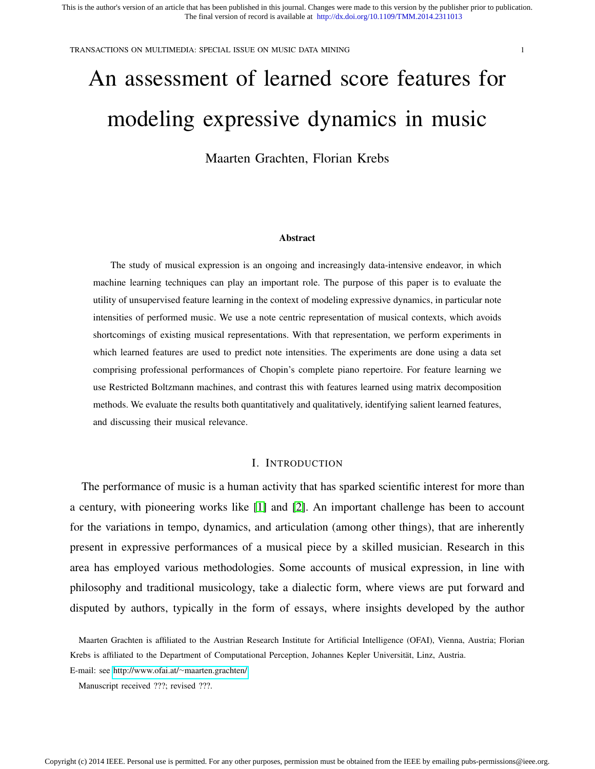This is the author's version of an article that has been published in this journal. Changes were made to this version by the publisher prior to publication.
The final version of record is available at http://dx.doi.org/10.1109/TMM.2014.2311013

# An assessment of learned score features for modeling expressive dynamics in music

Maarten Grachten, Florian Krebs

## Abstract

The study of musical expression is an ongoing and increasingly data-intensive endeavor, in which machine learning techniques can play an important role. The purpose of this paper is to evaluate the utility of unsupervised feature learning in the context of modeling expressive dynamics, in particular note intensities of performed music. We use a note centric representation of musical contexts, which avoids shortcomings of existing musical representations. With that representation, we perform experiments in which learned features are used to predict note intensities. The experiments are done using a data set comprising professional performances of Chopin's complete piano repertoire. For feature learning we use Restricted Boltzmann machines, and contrast this with features learned using matrix decomposition methods. We evaluate the results both quantitatively and qualitatively, identifying salient learned features, and discussing their musical relevance.

## I. Introduction

The performance of music is a human activity that has sparked scientific interest for more than a century, with pioneering works like [1] and [2]. An important challenge has been to account for the variations in tempo, dynamics, and articulation (among other things), that are inherently present in expressive performances of a musical piece by a skilled musician. Research in this area has employed various methodologies. Some accounts of musical expression, in line with philosophy and traditional musicology, take a dialectic form, where views are put forward and disputed by authors, typically in the form of essays, where insights developed by the author

Maarten Grachten is affiliated to the Austrian Research Institute for Artificial Intelligence (OFAI), Vienna, Austria; Florian Krebs is affiliated to the Department of Computational Perception, Johannes Kepler Universität, Linz, Austria.

E-mail: see http://www.ofai.at/~maarten.grachten/

Manuscript received ???; revised ???.

Copyright (c) 2014 IEEE. Personal use is permitted. For any other purposes, permission must be obtained from the IEEE by emailing pubs-permissions@ieee.org.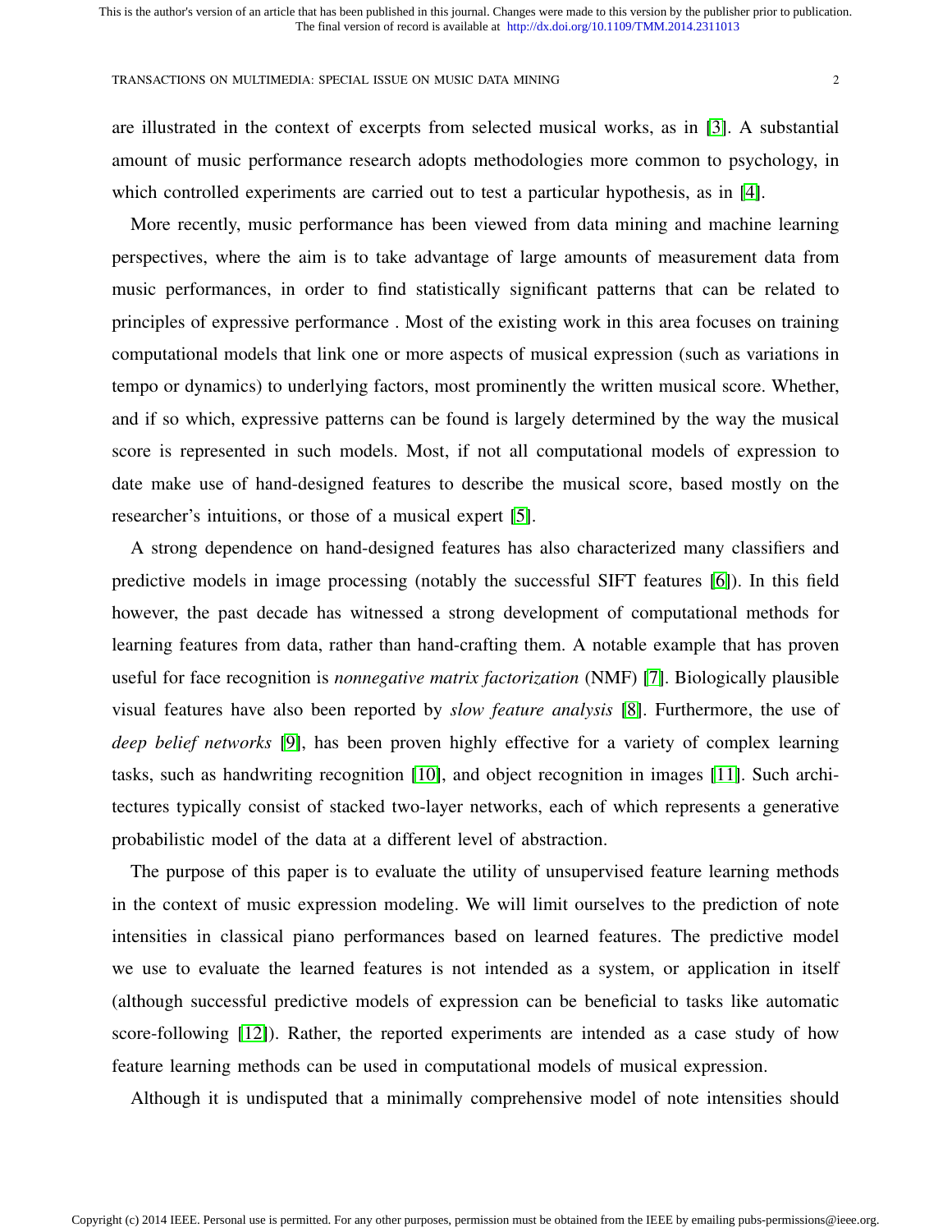are illustrated in the context of excerpts from selected musical works, as in [3]. A substantial amount of music performance research adopts methodologies more common to psychology, in which controlled experiments are carried out to test a particular hypothesis, as in [4].

More recently, music performance has been viewed from data mining and machine learning perspectives, where the aim is to take advantage of large amounts of measurement data from music performances, in order to find statistically significant patterns that can be related to principles of expressive performance . Most of the existing work in this area focuses on training computational models that link one or more aspects of musical expression (such as variations in tempo or dynamics) to underlying factors, most prominently the written musical score. Whether, and if so which, expressive patterns can be found is largely determined by the way the musical score is represented in such models. Most, if not all computational models of expression to date make use of hand-designed features to describe the musical score, based mostly on the researcher's intuitions, or those of a musical expert [5].

A strong dependence on hand-designed features has also characterized many classifiers and predictive models in image processing (notably the successful SIFT features [6]). In this field however, the past decade has witnessed a strong development of computational methods for learning features from data, rather than hand-crafting them. A notable example that has proven useful for face recognition is *nonnegative matrix factorization* (NMF) [7]. Biologically plausible visual features have also been reported by *slow feature analysis* [8]. Furthermore, the use of *deep belief networks* [9], has been proven highly effective for a variety of complex learning tasks, such as handwriting recognition [10], and object recognition in images [11]. Such architectures typically consist of stacked two-layer networks, each of which represents a generative probabilistic model of the data at a different level of abstraction.

The purpose of this paper is to evaluate the utility of unsupervised feature learning methods in the context of music expression modeling. We will limit ourselves to the prediction of note intensities in classical piano performances based on learned features. The predictive model we use to evaluate the learned features is not intended as a system, or application in itself (although successful predictive models of expression can be beneficial to tasks like automatic score-following [12]). Rather, the reported experiments are intended as a case study of how feature learning methods can be used in computational models of musical expression.

Although it is undisputed that a minimally comprehensive model of note intensities should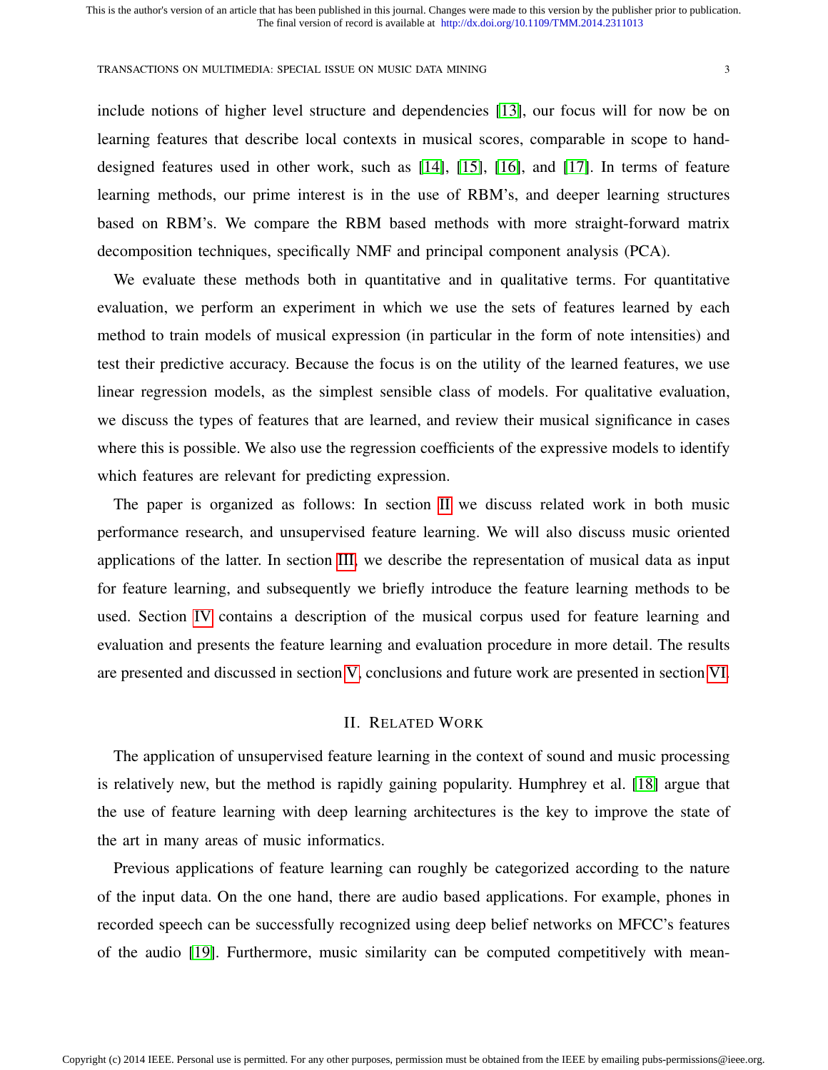include notions of higher level structure and dependencies [13], our focus will for now be on learning features that describe local contexts in musical scores, comparable in scope to hand-designed features used in other work, such as [14], [15], [16], and [17]. In terms of feature learning methods, our prime interest is in the use of RBM's, and deeper learning structures based on RBM's. We compare the RBM based methods with more straight-forward matrix decomposition techniques, specifically NMF and principal component analysis (PCA).

We evaluate these methods both in quantitative and in qualitative terms. For quantitative evaluation, we perform an experiment in which we use the sets of features learned by each method to train models of musical expression (in particular in the form of note intensities) and test their predictive accuracy. Because the focus is on the utility of the learned features, we use linear regression models, as the simplest sensible class of models. For qualitative evaluation, we discuss the types of features that are learned, and review their musical significance in cases where this is possible. We also use the regression coefficients of the expressive models to identify which features are relevant for predicting expression.

The paper is organized as follows: In section II we discuss related work in both music performance research, and unsupervised feature learning. We will also discuss music oriented applications of the latter. In section III, we describe the representation of musical data as input for feature learning, and subsequently we briefly introduce the feature learning methods to be used. Section IV contains a description of the musical corpus used for feature learning and evaluation and presents the feature learning and evaluation procedure in more detail. The results are presented and discussed in section V, conclusions and future work are presented in section VI.

## II. Related Work

The application of unsupervised feature learning in the context of sound and music processing is relatively new, but the method is rapidly gaining popularity. Humphrey et al. [18] argue that the use of feature learning with deep learning architectures is the key to improve the state of the art in many areas of music informatics.

Previous applications of feature learning can roughly be categorized according to the nature of the input data. On the one hand, there are audio based applications. For example, phones in recorded speech can be successfully recognized using deep belief networks on MFCC's features of the audio [19]. Furthermore, music similarity can be computed competitively with mean-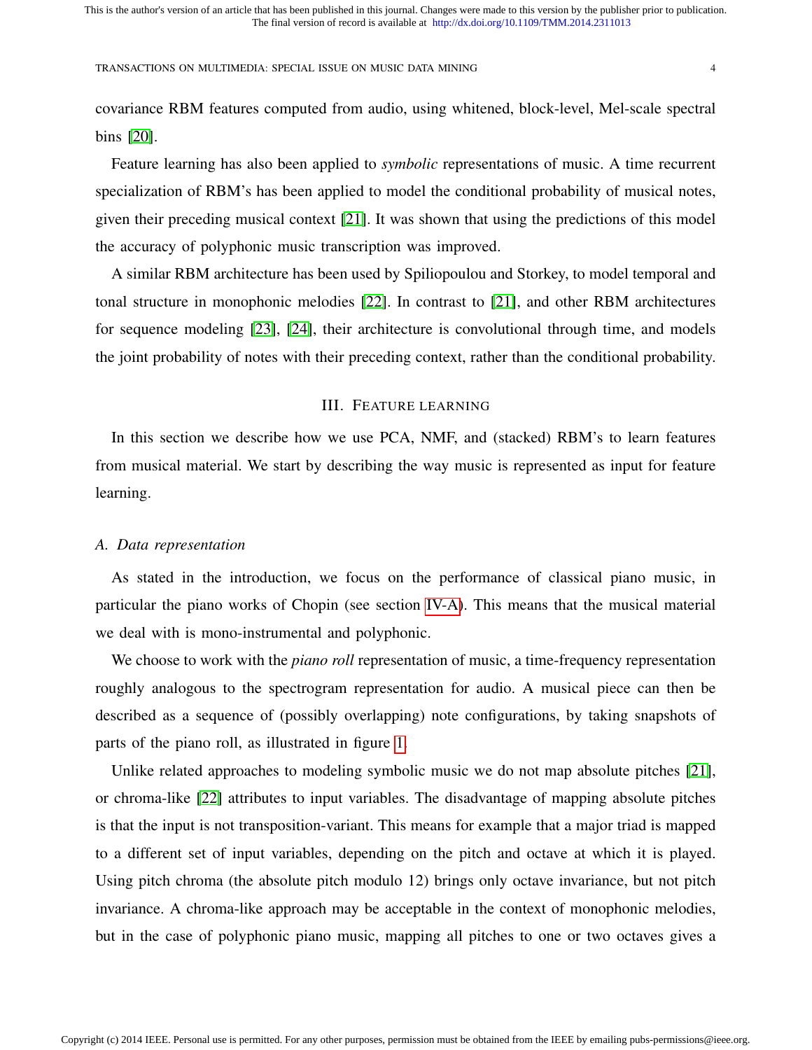covariance RBM features computed from audio, using whitened, block-level, Mel-scale spectral bins [20].

Feature learning has also been applied to *symbolic* representations of music. A time recurrent specialization of RBM's has been applied to model the conditional probability of musical notes, given their preceding musical context [21]. It was shown that using the predictions of this model the accuracy of polyphonic music transcription was improved.

A similar RBM architecture has been used by Spiliopoulou and Storkey, to model temporal and tonal structure in monophonic melodies [22]. In contrast to [21], and other RBM architectures for sequence modeling [23], [24], their architecture is convolutional through time, and models the joint probability of notes with their preceding context, rather than the conditional probability.

## III. Feature learning

In this section we describe how we use PCA, NMF, and (stacked) RBM's to learn features from musical material. We start by describing the way music is represented as input for feature learning.

### A. Data representation

As stated in the introduction, we focus on the performance of classical piano music, in particular the piano works of Chopin (see section IV-A). This means that the musical material we deal with is mono-instrumental and polyphonic.

We choose to work with the *piano roll* representation of music, a time-frequency representation roughly analogous to the spectrogram representation for audio. A musical piece can then be described as a sequence of (possibly overlapping) note configurations, by taking snapshots of parts of the piano roll, as illustrated in figure 1.

Unlike related approaches to modeling symbolic music we do not map absolute pitches [21], or chroma-like [22] attributes to input variables. The disadvantage of mapping absolute pitches is that the input is not transposition-variant. This means for example that a major triad is mapped to a different set of input variables, depending on the pitch and octave at which it is played. Using pitch chroma (the absolute pitch modulo 12) brings only octave invariance, but not pitch invariance. A chroma-like approach may be acceptable in the context of monophonic melodies, but in the case of polyphonic piano music, mapping all pitches to one or two octaves gives a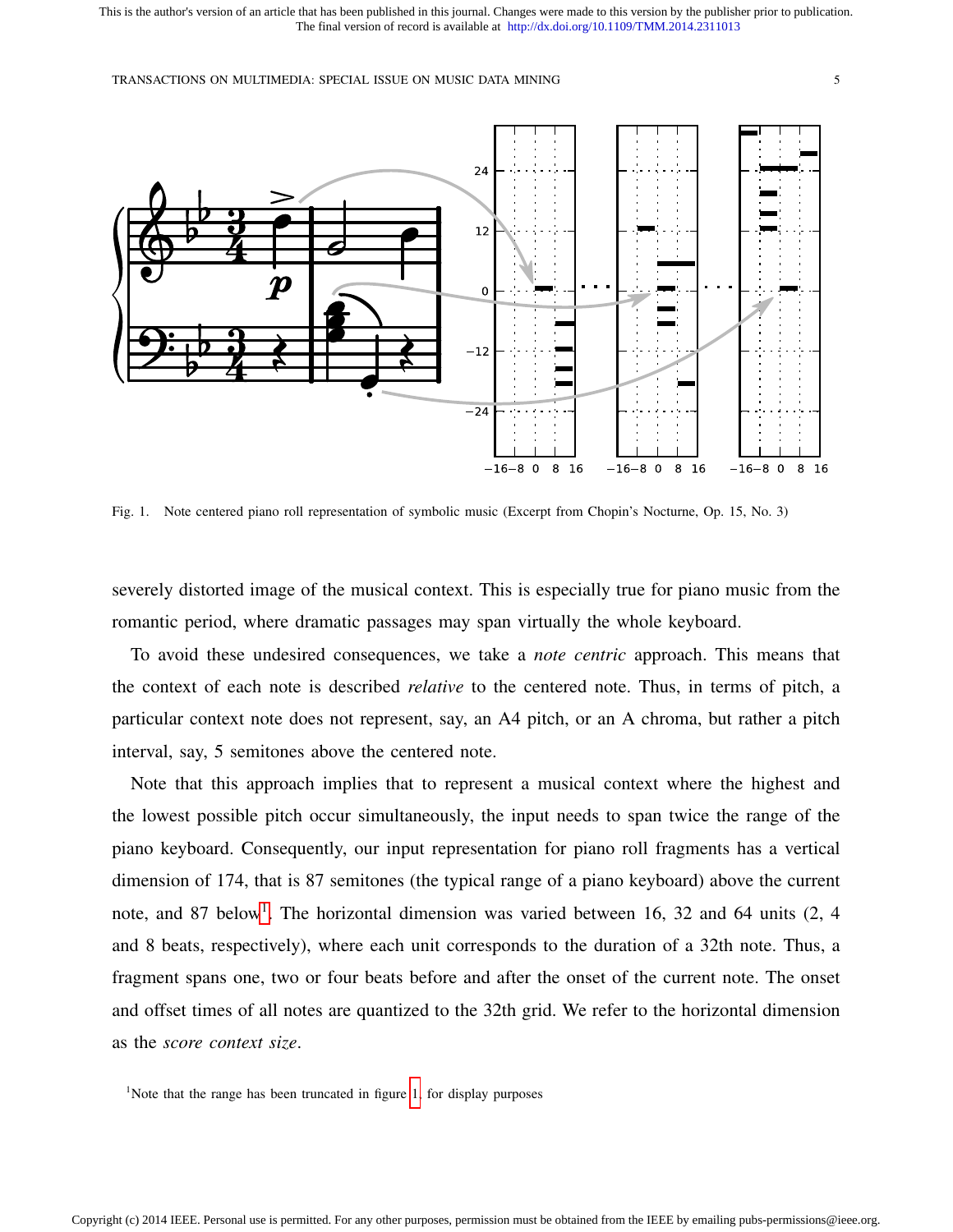Fig. 1. Note centered piano roll representation of symbolic music (Excerpt from Chopin's Nocturne, Op. 15, No. 3)

severely distorted image of the musical context. This is especially true for piano music from the romantic period, where dramatic passages may span virtually the whole keyboard.

To avoid these undesired consequences, we take a *note centric* approach. This means that the context of each note is described *relative* to the centered note. Thus, in terms of pitch, a particular context note does not represent, say, an A4 pitch, or an A chroma, but rather a pitch interval, say, 5 semitones above the centered note.

Note that this approach implies that to represent a musical context where the highest and the lowest possible pitch occur simultaneously, the input needs to span twice the range of the piano keyboard. Consequently, our input representation for piano roll fragments has a vertical dimension of 174, that is 87 semitones (the typical range of a piano keyboard) above the current note, and 87 below[1]. The horizontal dimension was varied between 16, 32 and 64 units (2, 4 and 8 beats, respectively), where each unit corresponds to the duration of a 32th note. Thus, a fragment spans one, two or four beats before and after the onset of the current note. The onset and offset times of all notes are quantized to the 32th grid. We refer to the horizontal dimension as the *score context size*.

[1]Note that the range has been truncated in figure 1 for display purposes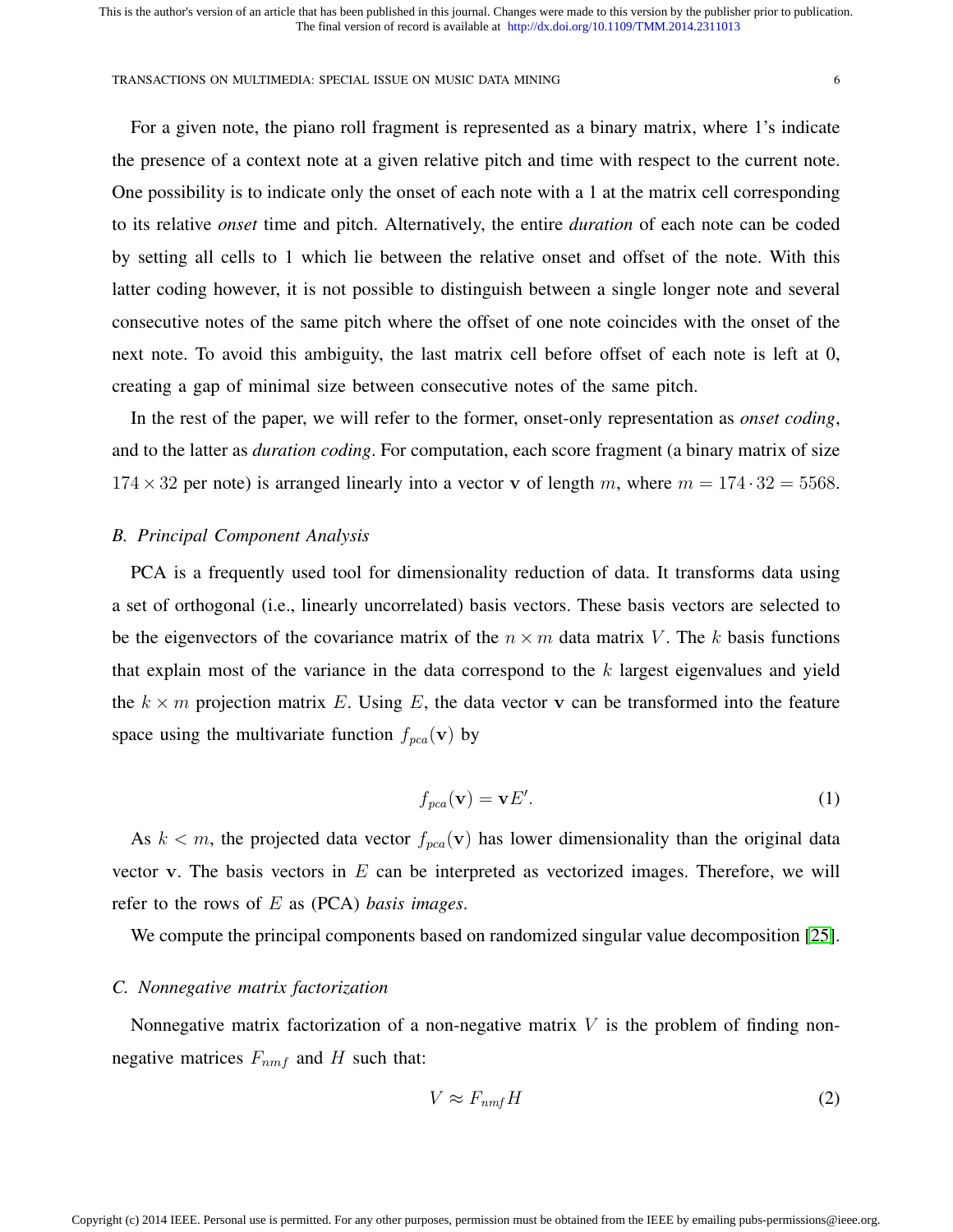For a given note, the piano roll fragment is represented as a binary matrix, where 1's indicate the presence of a context note at a given relative pitch and time with respect to the current note. One possibility is to indicate only the onset of each note with a 1 at the matrix cell corresponding to its relative *onset* time and pitch. Alternatively, the entire *duration* of each note can be coded by setting all cells to 1 which lie between the relative onset and offset of the note. With this latter coding however, it is not possible to distinguish between a single longer note and several consecutive notes of the same pitch where the offset of one note coincides with the onset of the next note. To avoid this ambiguity, the last matrix cell before offset of each note is left at 0, creating a gap of minimal size between consecutive notes of the same pitch.

In the rest of the paper, we will refer to the former, onset-only representation as *onset coding*, and to the latter as *duration coding*. For computation, each score fragment (a binary matrix of size $174 \times 32$ per note) is arranged linearly into a vector $\mathbf{v}$ of length $m$, where $m = 174 \cdot 32 = 5568$.

### B. Principal Component Analysis

PCA is a frequently used tool for dimensionality reduction of data. It transforms data using a set of orthogonal (i.e., linearly uncorrelated) basis vectors. These basis vectors are selected to be the eigenvectors of the covariance matrix of the $n \times m$ data matrix $V$. The $k$ basis functions that explain most of the variance in the data correspond to the $k$ largest eigenvalues and yield the $k \times m$ projection matrix $E$. Using $E$, the data vector $\mathbf{v}$ can be transformed into the feature space using the multivariate function $f_{pca}(\mathbf{v})$ by

$$f_{pca}(\mathbf{v}) = \mathbf{v}E'. \tag{1}$$

As $k < m$, the projected data vector $f_{pca}(\mathbf{v})$ has lower dimensionality than the original data vector $\mathbf{v}$. The basis vectors in $E$ can be interpreted as vectorized images. Therefore, we will refer to the rows of $E$ as (PCA) *basis images*.

We compute the principal components based on randomized singular value decomposition [25].

### C. Nonnegative matrix factorization

Nonnegative matrix factorization of a non-negative matrix $V$ is the problem of finding non-negative matrices $F_{nmf}$ and $H$ such that:

$$V \approx F_{nmf}H \tag{2}$$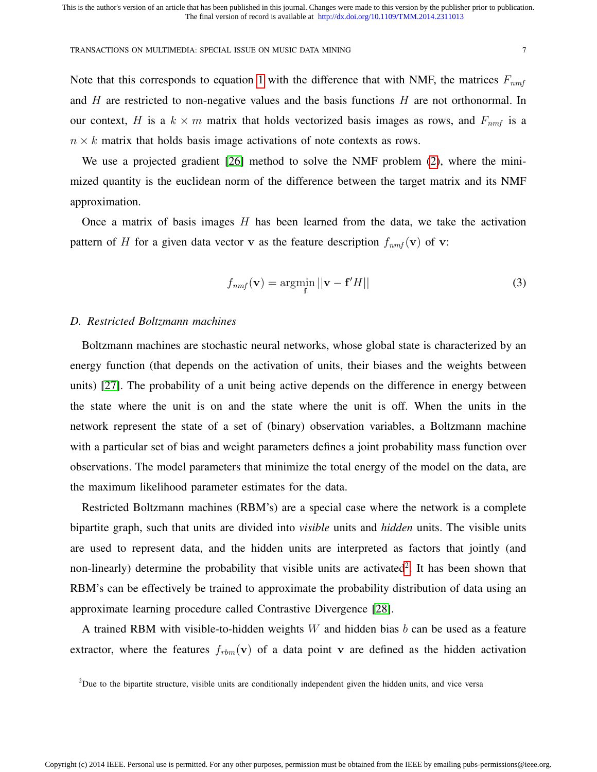Note that this corresponds to equation 1 with the difference that with NMF, the matrices $F_{nmf}$ and $H$ are restricted to non-negative values and the basis functions $H$ are not orthonormal. In our context, $H$ is a $k \times m$ matrix that holds vectorized basis images as rows, and $F_{nmf}$ is a $n \times k$ matrix that holds basis image activations of note contexts as rows.

We use a projected gradient [26] method to solve the NMF problem (2), where the minimized quantity is the euclidean norm of the difference between the target matrix and its NMF approximation.

Once a matrix of basis images $H$ has been learned from the data, we take the activation pattern of $H$ for a given data vector $\mathbf{v}$ as the feature description $f_{nmf}(\mathbf{v})$ of $\mathbf{v}$:

$$f_{nmf}(\mathbf{v}) = \operatorname*{argmin}_{\mathbf{f}} ||\mathbf{v} - \mathbf{f}'H|| \tag{3}$$

### D. Restricted Boltzmann machines

Boltzmann machines are stochastic neural networks, whose global state is characterized by an energy function (that depends on the activation of units, their biases and the weights between units) [27]. The probability of a unit being active depends on the difference in energy between the state where the unit is on and the state where the unit is off. When the units in the network represent the state of a set of (binary) observation variables, a Boltzmann machine with a particular set of bias and weight parameters defines a joint probability mass function over observations. The model parameters that minimize the total energy of the model on the data, are the maximum likelihood parameter estimates for the data.

Restricted Boltzmann machines (RBM's) are a special case where the network is a complete bipartite graph, such that units are divided into *visible* units and *hidden* units. The visible units are used to represent data, and the hidden units are interpreted as factors that jointly (and non-linearly) determine the probability that visible units are activated[2]. It has been shown that RBM's can be effectively be trained to approximate the probability distribution of data using an approximate learning procedure called Contrastive Divergence [28].

A trained RBM with visible-to-hidden weights $W$ and hidden bias $b$ can be used as a feature extractor, where the features $f_{rbm}(\mathbf{v})$ of a data point $\mathbf{v}$ are defined as the hidden activation

[2] Due to the bipartite structure, visible units are conditionally independent given the hidden units, and vice versa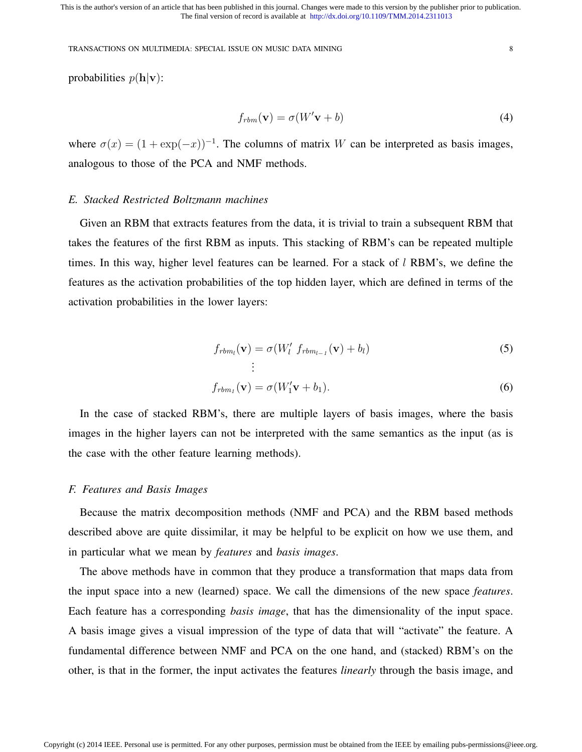probabilities $p(\mathbf{h}|\mathbf{v})$:

$$f_{rbm}(\mathbf{v}) = \sigma(W'\mathbf{v} + b) \tag{4}$$

where $\sigma(x) = (1 + \exp(-x))^{-1}$. The columns of matrix $W$ can be interpreted as basis images, analogous to those of the PCA and NMF methods.

### E. Stacked Restricted Boltzmann machines

Given an RBM that extracts features from the data, it is trivial to train a subsequent RBM that takes the features of the first RBM as inputs. This stacking of RBM's can be repeated multiple times. In this way, higher level features can be learned. For a stack of $l$ RBM's, we define the features as the activation probabilities of the top hidden layer, which are defined in terms of the activation probabilities in the lower layers:

$$f_{rbm_l}(\mathbf{v}) = \sigma(W_l' \ f_{rbm_{l-1}}(\mathbf{v}) + b_l) \tag{5}$$

$$\vdots$$

$$f_{rbm_1}(\mathbf{v}) = \sigma(W_1'\mathbf{v} + b_1). \tag{6}$$

In the case of stacked RBM's, there are multiple layers of basis images, where the basis images in the higher layers can not be interpreted with the same semantics as the input (as is the case with the other feature learning methods).

### F. Features and Basis Images

Because the matrix decomposition methods (NMF and PCA) and the RBM based methods described above are quite dissimilar, it may be helpful to be explicit on how we use them, and in particular what we mean by *features* and *basis images*.

The above methods have in common that they produce a transformation that maps data from the input space into a new (learned) space. We call the dimensions of the new space *features*. Each feature has a corresponding *basis image*, that has the dimensionality of the input space. A basis image gives a visual impression of the type of data that will "activate" the feature. A fundamental difference between NMF and PCA on the one hand, and (stacked) RBM's on the other, is that in the former, the input activates the features *linearly* through the basis image, and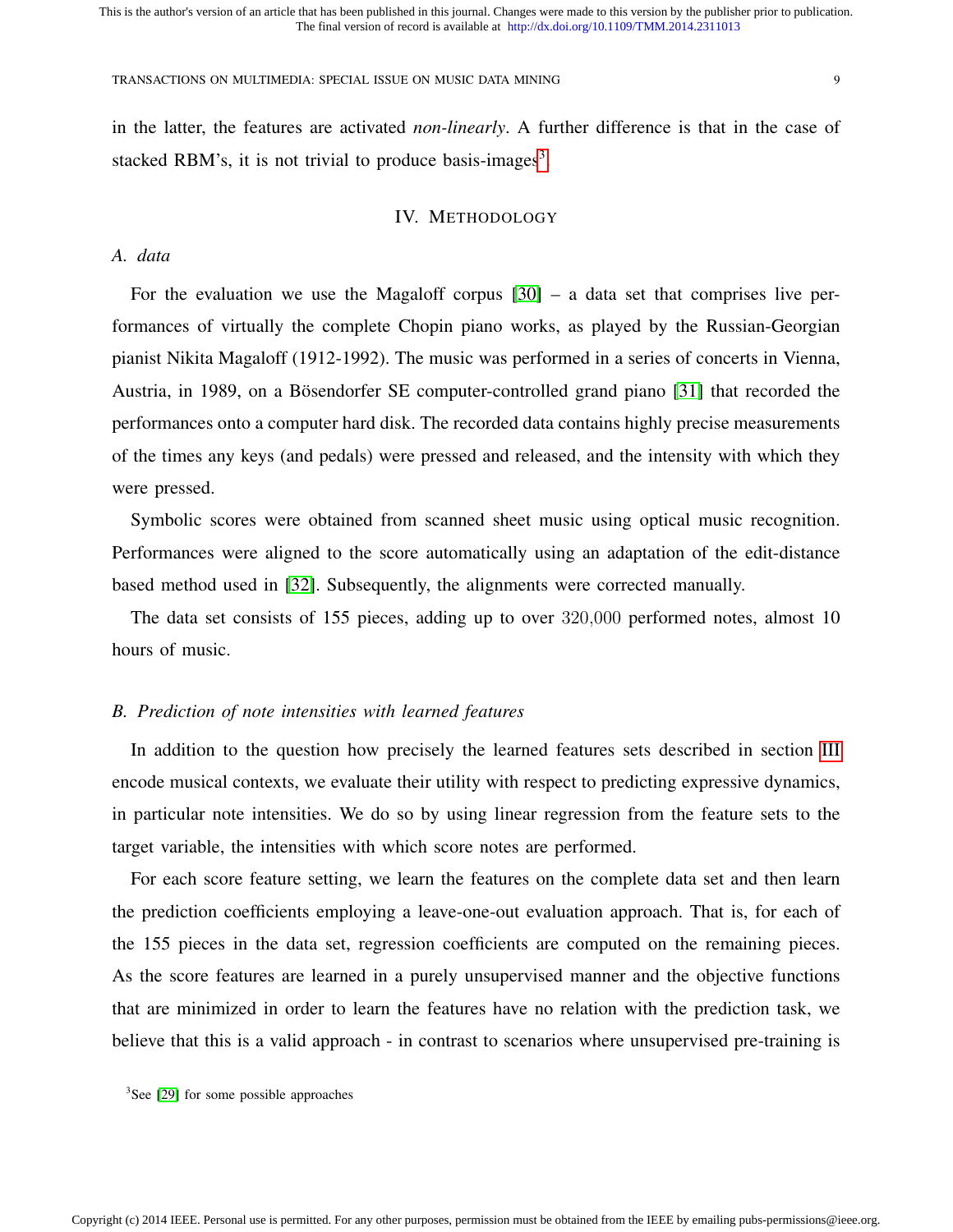in the latter, the features are activated *non-linearly*. A further difference is that in the case of stacked RBM's, it is not trivial to produce basis-images[3]

## IV. Methodology

### A. data

For the evaluation we use the Magaloff corpus [30] – a data set that comprises live performances of virtually the complete Chopin piano works, as played by the Russian-Georgian pianist Nikita Magaloff (1912-1992). The music was performed in a series of concerts in Vienna, Austria, in 1989, on a Bösendorfer SE computer-controlled grand piano [31] that recorded the performances onto a computer hard disk. The recorded data contains highly precise measurements of the times any keys (and pedals) were pressed and released, and the intensity with which they were pressed.

Symbolic scores were obtained from scanned sheet music using optical music recognition. Performances were aligned to the score automatically using an adaptation of the edit-distance based method used in [32]. Subsequently, the alignments were corrected manually.

The data set consists of 155 pieces, adding up to over $320{,}000$ performed notes, almost 10 hours of music.

### B. Prediction of note intensities with learned features

In addition to the question how precisely the learned features sets described in section III encode musical contexts, we evaluate their utility with respect to predicting expressive dynamics, in particular note intensities. We do so by using linear regression from the feature sets to the target variable, the intensities with which score notes are performed.

For each score feature setting, we learn the features on the complete data set and then learn the prediction coefficients employing a leave-one-out evaluation approach. That is, for each of the 155 pieces in the data set, regression coefficients are computed on the remaining pieces. As the score features are learned in a purely unsupervised manner and the objective functions that are minimized in order to learn the features have no relation with the prediction task, we believe that this is a valid approach - in contrast to scenarios where unsupervised pre-training is

[3] See [29] for some possible approaches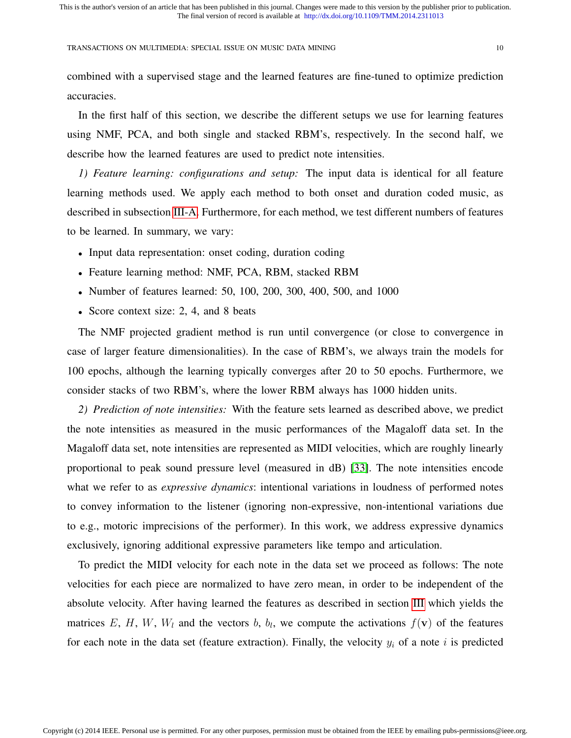combined with a supervised stage and the learned features are fine-tuned to optimize prediction accuracies.

In the first half of this section, we describe the different setups we use for learning features using NMF, PCA, and both single and stacked RBM's, respectively. In the second half, we describe how the learned features are used to predict note intensities.

*1) Feature learning: configurations and setup:* The input data is identical for all feature learning methods used. We apply each method to both onset and duration coded music, as described in subsection III-A. Furthermore, for each method, we test different numbers of features to be learned. In summary, we vary:

- Input data representation: onset coding, duration coding
- Feature learning method: NMF, PCA, RBM, stacked RBM
- Number of features learned: 50, 100, 200, 300, 400, 500, and 1000
- Score context size: 2, 4, and 8 beats

The NMF projected gradient method is run until convergence (or close to convergence in case of larger feature dimensionalities). In the case of RBM's, we always train the models for 100 epochs, although the learning typically converges after 20 to 50 epochs. Furthermore, we consider stacks of two RBM's, where the lower RBM always has 1000 hidden units.

*2) Prediction of note intensities:* With the feature sets learned as described above, we predict the note intensities as measured in the music performances of the Magaloff data set. In the Magaloff data set, note intensities are represented as MIDI velocities, which are roughly linearly proportional to peak sound pressure level (measured in dB) [33]. The note intensities encode what we refer to as *expressive dynamics*: intentional variations in loudness of performed notes to convey information to the listener (ignoring non-expressive, non-intentional variations due to e.g., motoric imprecisions of the performer). In this work, we address expressive dynamics exclusively, ignoring additional expressive parameters like tempo and articulation.

To predict the MIDI velocity for each note in the data set we proceed as follows: The note velocities for each piece are normalized to have zero mean, in order to be independent of the absolute velocity. After having learned the features as described in section III which yields the matrices $E$, $H$, $W$, $W_l$ and the vectors $b$, $b_l$, we compute the activations $f(\mathbf{v})$ of the features for each note in the data set (feature extraction). Finally, the velocity $y_i$ of a note $i$ is predicted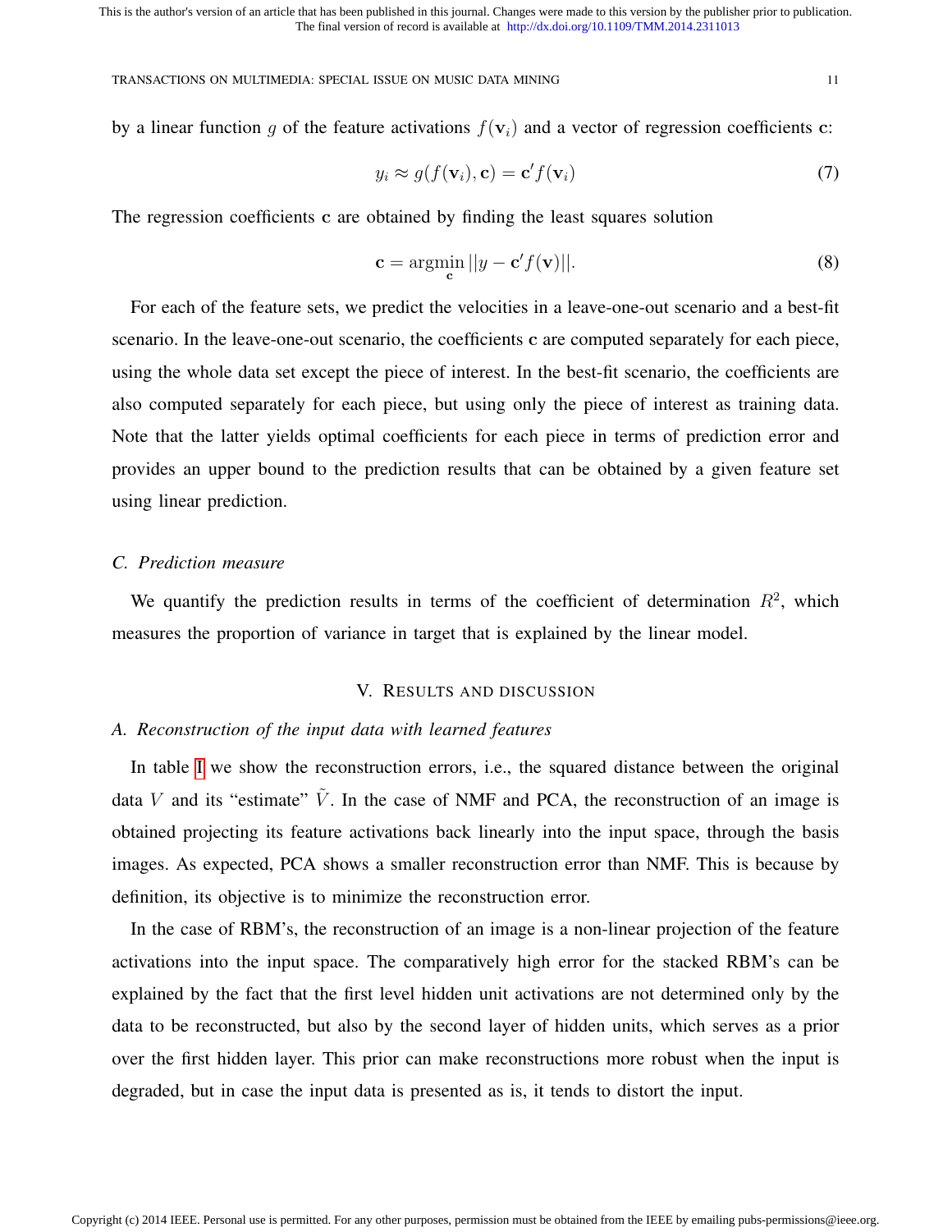by a linear function $g$ of the feature activations $f(\mathbf{v}_i)$ and a vector of regression coefficients $\mathbf{c}$:

$$y_i \approx g(f(\mathbf{v}_i), \mathbf{c}) = \mathbf{c}' f(\mathbf{v}_i) \tag{7}$$

The regression coefficients $\mathbf{c}$ are obtained by finding the least squares solution

$$\mathbf{c} = \underset{\mathbf{c}}{\operatorname{argmin}} \, ||y - \mathbf{c}' f(\mathbf{v})||. \tag{8}$$

For each of the feature sets, we predict the velocities in a leave-one-out scenario and a best-fit scenario. In the leave-one-out scenario, the coefficients $\mathbf{c}$ are computed separately for each piece, using the whole data set except the piece of interest. In the best-fit scenario, the coefficients are also computed separately for each piece, but using only the piece of interest as training data. Note that the latter yields optimal coefficients for each piece in terms of prediction error and provides an upper bound to the prediction results that can be obtained by a given feature set using linear prediction.

### C. Prediction measure

We quantify the prediction results in terms of the coefficient of determination $R^2$, which measures the proportion of variance in target that is explained by the linear model.

## V. Results and discussion

### A. Reconstruction of the input data with learned features

In table I we show the reconstruction errors, i.e., the squared distance between the original data $V$ and its "estimate" $\tilde{V}$. In the case of NMF and PCA, the reconstruction of an image is obtained projecting its feature activations back linearly into the input space, through the basis images. As expected, PCA shows a smaller reconstruction error than NMF. This is because by definition, its objective is to minimize the reconstruction error.

In the case of RBM's, the reconstruction of an image is a non-linear projection of the feature activations into the input space. The comparatively high error for the stacked RBM's can be explained by the fact that the first level hidden unit activations are not determined only by the data to be reconstructed, but also by the second layer of hidden units, which serves as a prior over the first hidden layer. This prior can make reconstructions more robust when the input is degraded, but in case the input data is presented as is, it tends to distort the input.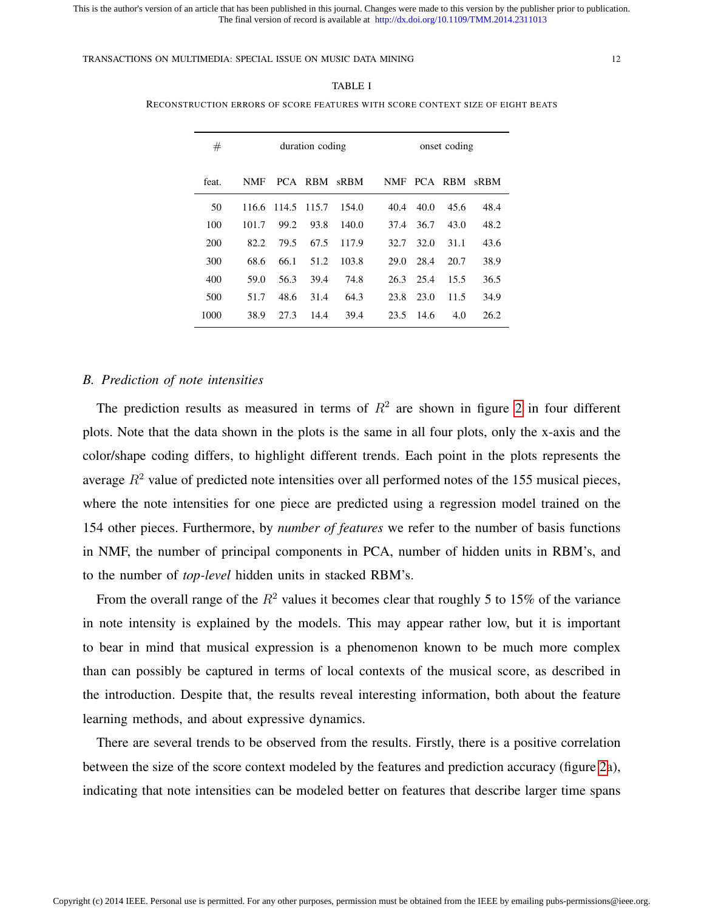TABLE I

RECONSTRUCTION ERRORS OF SCORE FEATURES WITH SCORE CONTEXT SIZE OF EIGHT BEATS

| # feat. | duration coding NMF | PCA | RBM | sRBM | onset coding NMF | PCA | RBM | sRBM |
|---|---|---|---|---|---|---|---|---|
| 50 | 116.6 | 114.5 | 115.7 | 154.0 | 40.4 | 40.0 | 45.6 | 48.4 |
| 100 | 101.7 | 99.2 | 93.8 | 140.0 | 37.4 | 36.7 | 43.0 | 48.2 |
| 200 | 82.2 | 79.5 | 67.5 | 117.9 | 32.7 | 32.0 | 31.1 | 43.6 |
| 300 | 68.6 | 66.1 | 51.2 | 103.8 | 29.0 | 28.4 | 20.7 | 38.9 |
| 400 | 59.0 | 56.3 | 39.4 | 74.8 | 26.3 | 25.4 | 15.5 | 36.5 |
| 500 | 51.7 | 48.6 | 31.4 | 64.3 | 23.8 | 23.0 | 11.5 | 34.9 |
| 1000 | 38.9 | 27.3 | 14.4 | 39.4 | 23.5 | 14.6 | 4.0 | 26.2 |

### B. *Prediction of note intensities*

The prediction results as measured in terms of $R^2$ are shown in figure 2 in four different plots. Note that the data shown in the plots is the same in all four plots, only the x-axis and the color/shape coding differs, to highlight different trends. Each point in the plots represents the average $R^2$ value of predicted note intensities over all performed notes of the 155 musical pieces, where the note intensities for one piece are predicted using a regression model trained on the 154 other pieces. Furthermore, by *number of features* we refer to the number of basis functions in NMF, the number of principal components in PCA, number of hidden units in RBM's, and to the number of *top-level* hidden units in stacked RBM's.

From the overall range of the $R^2$ values it becomes clear that roughly 5 to 15% of the variance in note intensity is explained by the models. This may appear rather low, but it is important to bear in mind that musical expression is a phenomenon known to be much more complex than can possibly be captured in terms of local contexts of the musical score, as described in the introduction. Despite that, the results reveal interesting information, both about the feature learning methods, and about expressive dynamics.

There are several trends to be observed from the results. Firstly, there is a positive correlation between the size of the score context modeled by the features and prediction accuracy (figure 2a), indicating that note intensities can be modeled better on features that describe larger time spans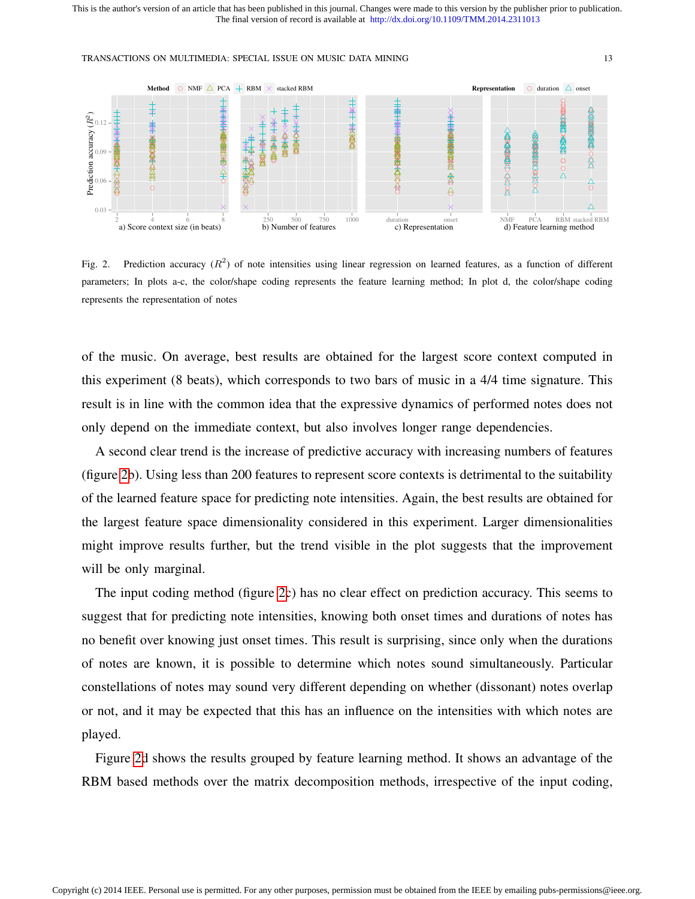Fig. 2. Prediction accuracy ($R^2$) of note intensities using linear regression on learned features, as a function of different parameters; In plots a-c, the color/shape coding represents the feature learning method; In plot d, the color/shape coding represents the representation of notes

of the music. On average, best results are obtained for the largest score context computed in this experiment (8 beats), which corresponds to two bars of music in a 4/4 time signature. This result is in line with the common idea that the expressive dynamics of performed notes does not only depend on the immediate context, but also involves longer range dependencies.

A second clear trend is the increase of predictive accuracy with increasing numbers of features (figure 2b). Using less than 200 features to represent score contexts is detrimental to the suitability of the learned feature space for predicting note intensities. Again, the best results are obtained for the largest feature space dimensionality considered in this experiment. Larger dimensionalities might improve results further, but the trend visible in the plot suggests that the improvement will be only marginal.

The input coding method (figure 2c) has no clear effect on prediction accuracy. This seems to suggest that for predicting note intensities, knowing both onset times and durations of notes has no benefit over knowing just onset times. This result is surprising, since only when the durations of notes are known, it is possible to determine which notes sound simultaneously. Particular constellations of notes may sound very different depending on whether (dissonant) notes overlap or not, and it may be expected that this has an influence on the intensities with which notes are played.

Figure 2d shows the results grouped by feature learning method. It shows an advantage of the RBM based methods over the matrix decomposition methods, irrespective of the input coding,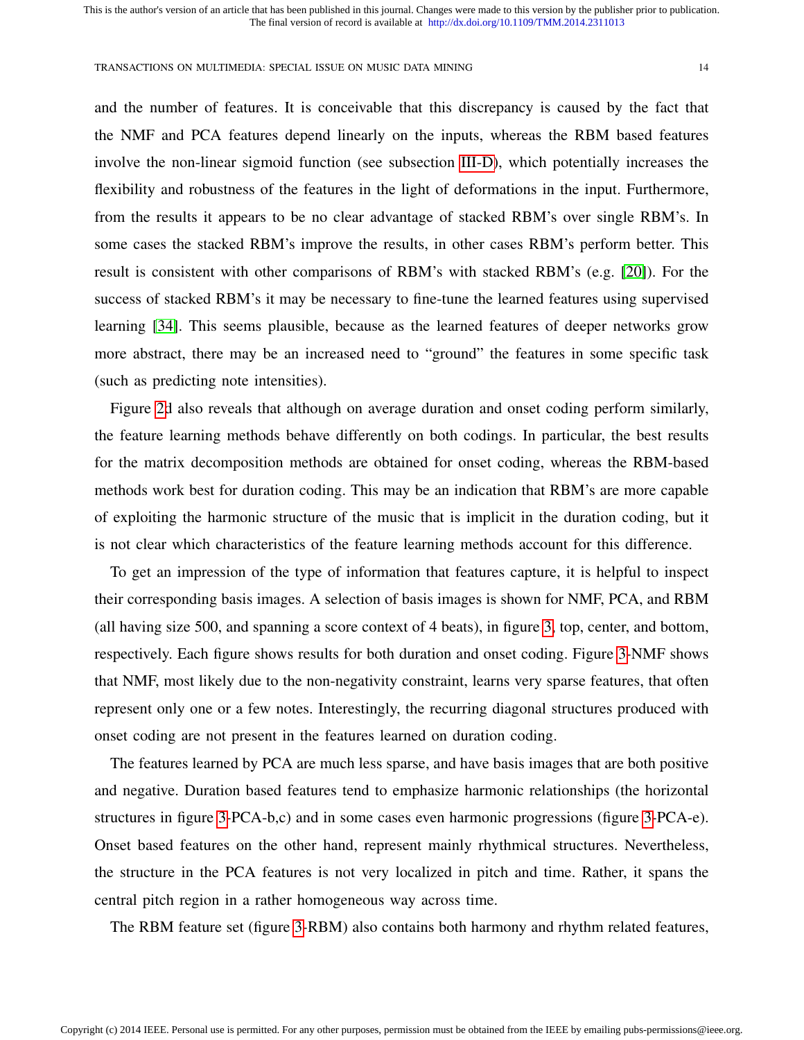and the number of features. It is conceivable that this discrepancy is caused by the fact that the NMF and PCA features depend linearly on the inputs, whereas the RBM based features involve the non-linear sigmoid function (see subsection III-D), which potentially increases the flexibility and robustness of the features in the light of deformations in the input. Furthermore, from the results it appears to be no clear advantage of stacked RBM's over single RBM's. In some cases the stacked RBM's improve the results, in other cases RBM's perform better. This result is consistent with other comparisons of RBM's with stacked RBM's (e.g. [20]). For the success of stacked RBM's it may be necessary to fine-tune the learned features using supervised learning [34]. This seems plausible, because as the learned features of deeper networks grow more abstract, there may be an increased need to "ground" the features in some specific task (such as predicting note intensities).

Figure 2d also reveals that although on average duration and onset coding perform similarly, the feature learning methods behave differently on both codings. In particular, the best results for the matrix decomposition methods are obtained for onset coding, whereas the RBM-based methods work best for duration coding. This may be an indication that RBM's are more capable of exploiting the harmonic structure of the music that is implicit in the duration coding, but it is not clear which characteristics of the feature learning methods account for this difference.

To get an impression of the type of information that features capture, it is helpful to inspect their corresponding basis images. A selection of basis images is shown for NMF, PCA, and RBM (all having size 500, and spanning a score context of 4 beats), in figure 3, top, center, and bottom, respectively. Each figure shows results for both duration and onset coding. Figure 3-NMF shows that NMF, most likely due to the non-negativity constraint, learns very sparse features, that often represent only one or a few notes. Interestingly, the recurring diagonal structures produced with onset coding are not present in the features learned on duration coding.

The features learned by PCA are much less sparse, and have basis images that are both positive and negative. Duration based features tend to emphasize harmonic relationships (the horizontal structures in figure 3-PCA-b,c) and in some cases even harmonic progressions (figure 3-PCA-e). Onset based features on the other hand, represent mainly rhythmical structures. Nevertheless, the structure in the PCA features is not very localized in pitch and time. Rather, it spans the central pitch region in a rather homogeneous way across time.

The RBM feature set (figure 3-RBM) also contains both harmony and rhythm related features,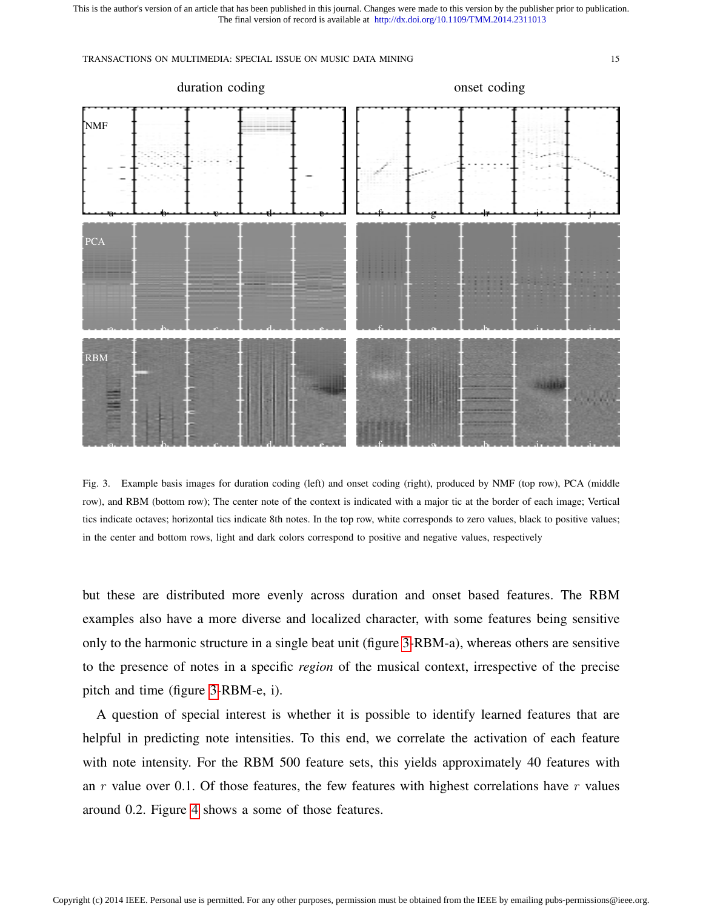Fig. 3. Example basis images for duration coding (left) and onset coding (right), produced by NMF (top row), PCA (middle row), and RBM (bottom row); The center note of the context is indicated with a major tic at the border of each image; Vertical tics indicate octaves; horizontal tics indicate 8th notes. In the top row, white corresponds to zero values, black to positive values; in the center and bottom rows, light and dark colors correspond to positive and negative values, respectively

but these are distributed more evenly across duration and onset based features. The RBM examples also have a more diverse and localized character, with some features being sensitive only to the harmonic structure in a single beat unit (figure 3-RBM-a), whereas others are sensitive to the presence of notes in a specific *region* of the musical context, irrespective of the precise pitch and time (figure 3-RBM-e, i).

A question of special interest is whether it is possible to identify learned features that are helpful in predicting note intensities. To this end, we correlate the activation of each feature with note intensity. For the RBM 500 feature sets, this yields approximately 40 features with an $r$ value over 0.1. Of those features, the few features with highest correlations have $r$ values around 0.2. Figure 4 shows a some of those features.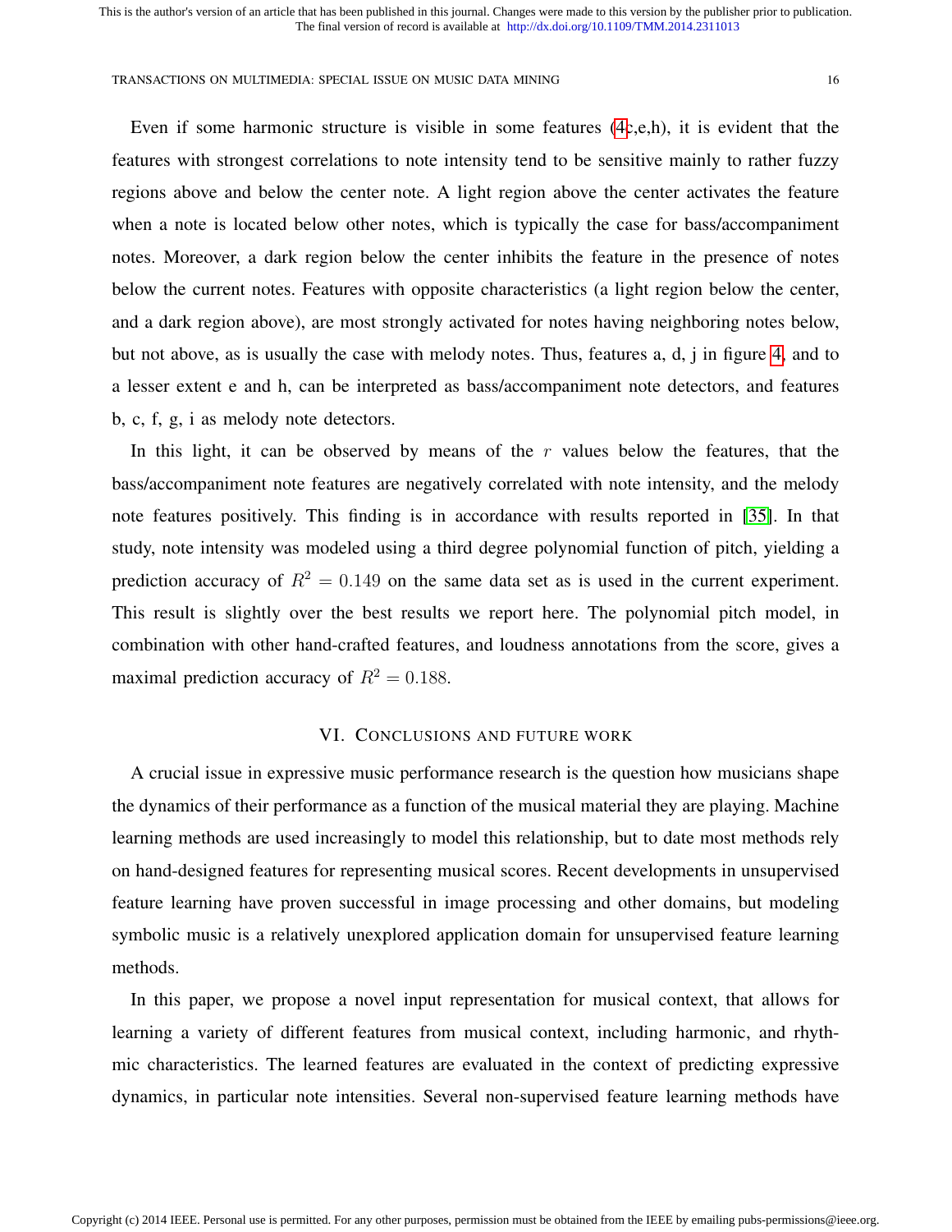Even if some harmonic structure is visible in some features (4c,e,h), it is evident that the features with strongest correlations to note intensity tend to be sensitive mainly to rather fuzzy regions above and below the center note. A light region above the center activates the feature when a note is located below other notes, which is typically the case for bass/accompaniment notes. Moreover, a dark region below the center inhibits the feature in the presence of notes below the current notes. Features with opposite characteristics (a light region below the center, and a dark region above), are most strongly activated for notes having neighboring notes below, but not above, as is usually the case with melody notes. Thus, features a, d, j in figure 4, and to a lesser extent e and h, can be interpreted as bass/accompaniment note detectors, and features b, c, f, g, i as melody note detectors.

In this light, it can be observed by means of the $r$ values below the features, that the bass/accompaniment note features are negatively correlated with note intensity, and the melody note features positively. This finding is in accordance with results reported in [35]. In that study, note intensity was modeled using a third degree polynomial function of pitch, yielding a prediction accuracy of $R^2 = 0.149$ on the same data set as is used in the current experiment. This result is slightly over the best results we report here. The polynomial pitch model, in combination with other hand-crafted features, and loudness annotations from the score, gives a maximal prediction accuracy of $R^2 = 0.188$.

## VI. Conclusions and Future Work

A crucial issue in expressive music performance research is the question how musicians shape the dynamics of their performance as a function of the musical material they are playing. Machine learning methods are used increasingly to model this relationship, but to date most methods rely on hand-designed features for representing musical scores. Recent developments in unsupervised feature learning have proven successful in image processing and other domains, but modeling symbolic music is a relatively unexplored application domain for unsupervised feature learning methods.

In this paper, we propose a novel input representation for musical context, that allows for learning a variety of different features from musical context, including harmonic, and rhythmic characteristics. The learned features are evaluated in the context of predicting expressive dynamics, in particular note intensities. Several non-supervised feature learning methods have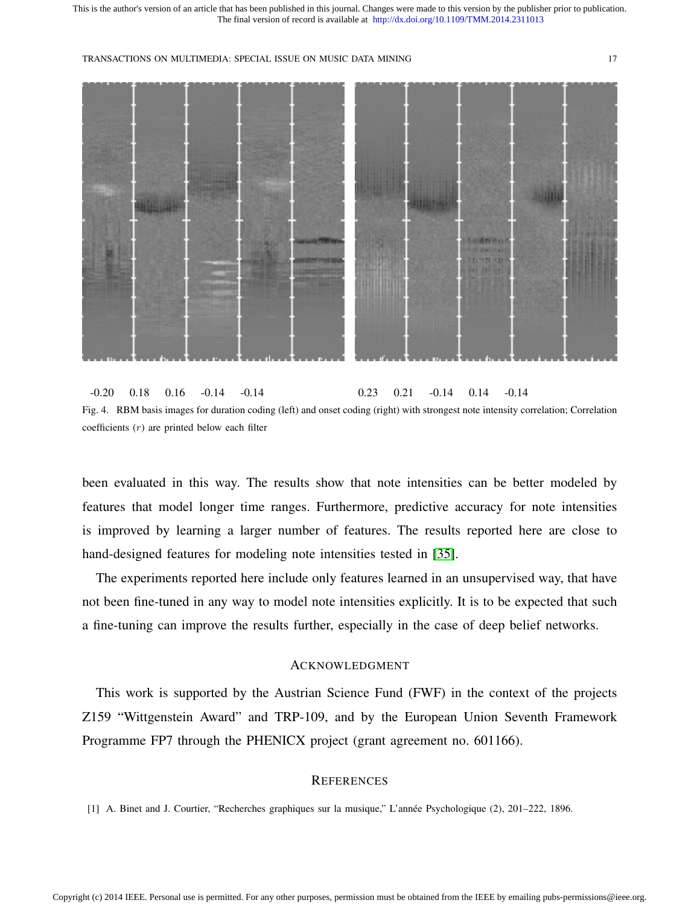-0.20 0.18 0.16 -0.14 -0.14 0.23 0.21 -0.14 0.14 -0.14

Fig. 4. RBM basis images for duration coding (left) and onset coding (right) with strongest note intensity correlation; Correlation coefficients ($r$) are printed below each filter

been evaluated in this way. The results show that note intensities can be better modeled by features that model longer time ranges. Furthermore, predictive accuracy for note intensities is improved by learning a larger number of features. The results reported here are close to hand-designed features for modeling note intensities tested in [35].

The experiments reported here include only features learned in an unsupervised way, that have not been fine-tuned in any way to model note intensities explicitly. It is to be expected that such a fine-tuning can improve the results further, especially in the case of deep belief networks.

## Acknowledgment

This work is supported by the Austrian Science Fund (FWF) in the context of the projects Z159 "Wittgenstein Award" and TRP-109, and by the European Union Seventh Framework Programme FP7 through the PHENICX project (grant agreement no. 601166).

## References

[1] A. Binet and J. Courtier, "Recherches graphiques sur la musique," L'année Psychologique (2), 201–222, 1896.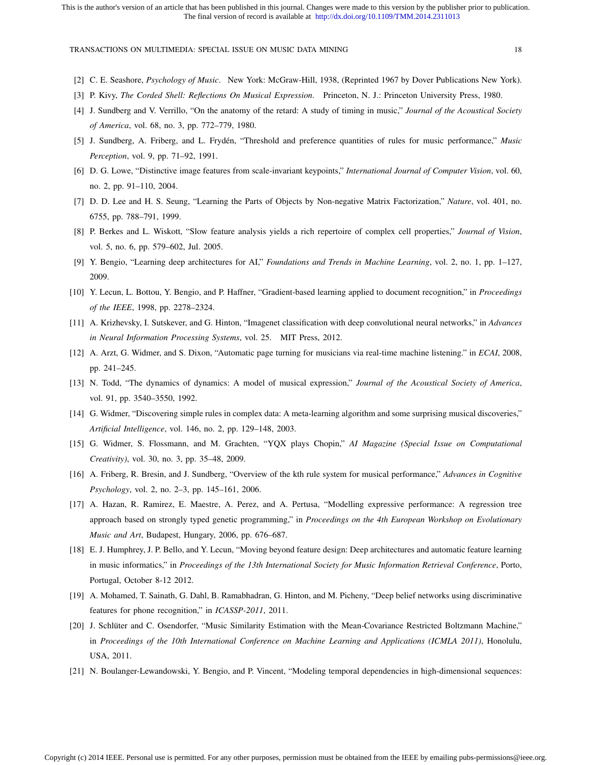[2] C. E. Seashore, *Psychology of Music*. New York: McGraw-Hill, 1938, (Reprinted 1967 by Dover Publications New York).

[3] P. Kivy, *The Corded Shell: Reflections On Musical Expression*. Princeton, N. J.: Princeton University Press, 1980.

[4] J. Sundberg and V. Verrillo, "On the anatomy of the retard: A study of timing in music," *Journal of the Acoustical Society of America*, vol. 68, no. 3, pp. 772–779, 1980.

[5] J. Sundberg, A. Friberg, and L. Frydén, "Threshold and preference quantities of rules for music performance," *Music Perception*, vol. 9, pp. 71–92, 1991.

[6] D. G. Lowe, "Distinctive image features from scale-invariant keypoints," *International Journal of Computer Vision*, vol. 60, no. 2, pp. 91–110, 2004.

[7] D. D. Lee and H. S. Seung, "Learning the Parts of Objects by Non-negative Matrix Factorization," *Nature*, vol. 401, no. 6755, pp. 788–791, 1999.

[8] P. Berkes and L. Wiskott, "Slow feature analysis yields a rich repertoire of complex cell properties," *Journal of Vision*, vol. 5, no. 6, pp. 579–602, Jul. 2005.

[9] Y. Bengio, "Learning deep architectures for AI," *Foundations and Trends in Machine Learning*, vol. 2, no. 1, pp. 1–127, 2009.

[10] Y. Lecun, L. Bottou, Y. Bengio, and P. Haffner, "Gradient-based learning applied to document recognition," in *Proceedings of the IEEE*, 1998, pp. 2278–2324.

[11] A. Krizhevsky, I. Sutskever, and G. Hinton, "Imagenet classification with deep convolutional neural networks," in *Advances in Neural Information Processing Systems*, vol. 25. MIT Press, 2012.

[12] A. Arzt, G. Widmer, and S. Dixon, "Automatic page turning for musicians via real-time machine listening." in *ECAI*, 2008, pp. 241–245.

[13] N. Todd, "The dynamics of dynamics: A model of musical expression," *Journal of the Acoustical Society of America*, vol. 91, pp. 3540–3550, 1992.

[14] G. Widmer, "Discovering simple rules in complex data: A meta-learning algorithm and some surprising musical discoveries," *Artificial Intelligence*, vol. 146, no. 2, pp. 129–148, 2003.

[15] G. Widmer, S. Flossmann, and M. Grachten, "YQX plays Chopin," *AI Magazine (Special Issue on Computational Creativity)*, vol. 30, no. 3, pp. 35–48, 2009.

[16] A. Friberg, R. Bresin, and J. Sundberg, "Overview of the kth rule system for musical performance," *Advances in Cognitive Psychology*, vol. 2, no. 2–3, pp. 145–161, 2006.

[17] A. Hazan, R. Ramirez, E. Maestre, A. Perez, and A. Pertusa, "Modelling expressive performance: A regression tree approach based on strongly typed genetic programming," in *Proceedings on the 4th European Workshop on Evolutionary Music and Art*, Budapest, Hungary, 2006, pp. 676–687.

[18] E. J. Humphrey, J. P. Bello, and Y. Lecun, "Moving beyond feature design: Deep architectures and automatic feature learning in music informatics," in *Proceedings of the 13th International Society for Music Information Retrieval Conference*, Porto, Portugal, October 8-12 2012.

[19] A. Mohamed, T. Sainath, G. Dahl, B. Ramabhadran, G. Hinton, and M. Picheny, "Deep belief networks using discriminative features for phone recognition," in *ICASSP-2011*, 2011.

[20] J. Schlüter and C. Osendorfer, "Music Similarity Estimation with the Mean-Covariance Restricted Boltzmann Machine," in *Proceedings of the 10th International Conference on Machine Learning and Applications (ICMLA 2011)*, Honolulu, USA, 2011.

[21] N. Boulanger-Lewandowski, Y. Bengio, and P. Vincent, "Modeling temporal dependencies in high-dimensional sequences: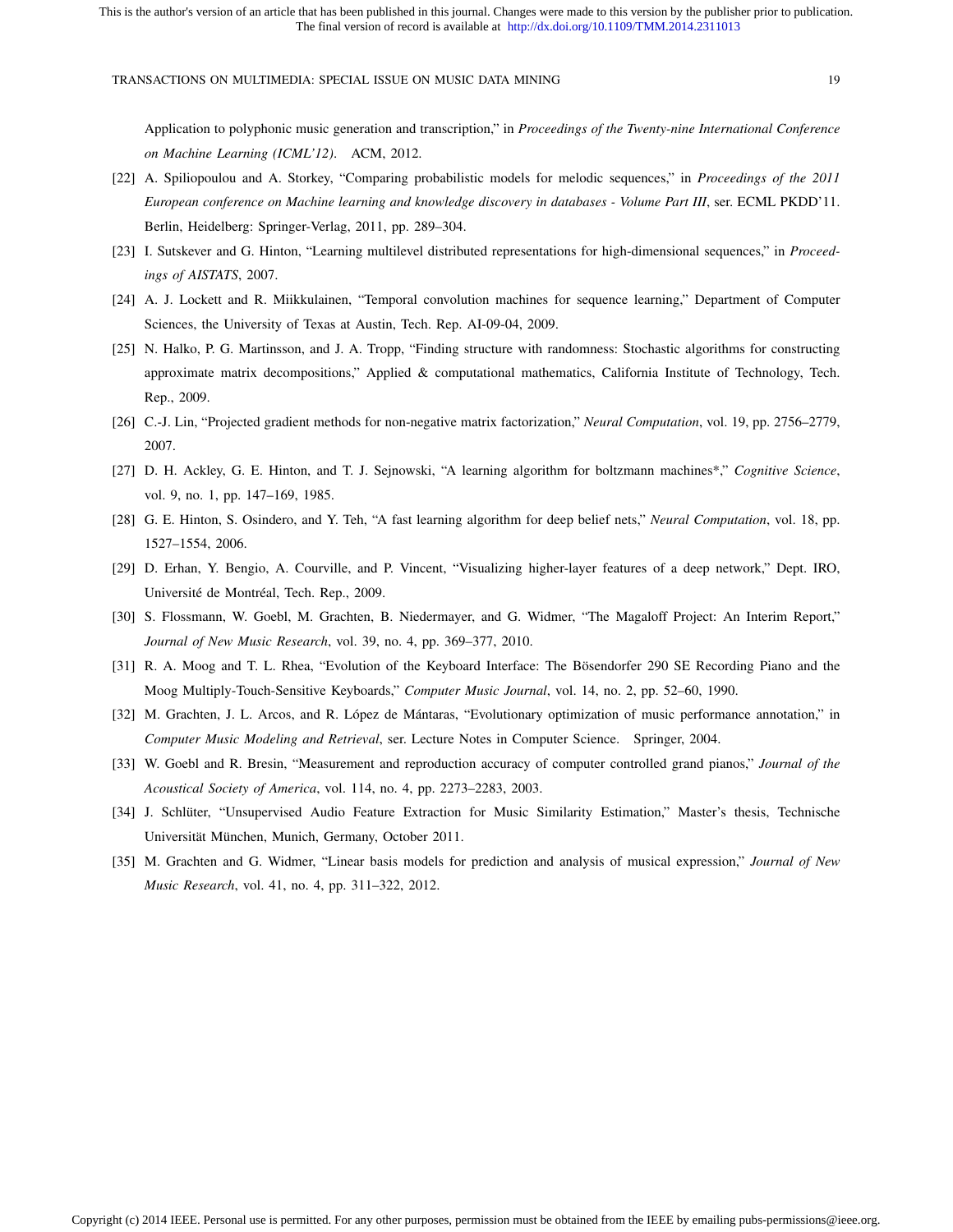Application to polyphonic music generation and transcription," in *Proceedings of the Twenty-nine International Conference on Machine Learning (ICML'12)*. ACM, 2012.

[22] A. Spiliopoulou and A. Storkey, "Comparing probabilistic models for melodic sequences," in *Proceedings of the 2011 European conference on Machine learning and knowledge discovery in databases - Volume Part III*, ser. ECML PKDD'11. Berlin, Heidelberg: Springer-Verlag, 2011, pp. 289–304.

[23] I. Sutskever and G. Hinton, "Learning multilevel distributed representations for high-dimensional sequences," in *Proceedings of AISTATS*, 2007.

[24] A. J. Lockett and R. Miikkulainen, "Temporal convolution machines for sequence learning," Department of Computer Sciences, the University of Texas at Austin, Tech. Rep. AI-09-04, 2009.

[25] N. Halko, P. G. Martinsson, and J. A. Tropp, "Finding structure with randomness: Stochastic algorithms for constructing approximate matrix decompositions," Applied & computational mathematics, California Institute of Technology, Tech. Rep., 2009.

[26] C.-J. Lin, "Projected gradient methods for non-negative matrix factorization," *Neural Computation*, vol. 19, pp. 2756–2779, 2007.

[27] D. H. Ackley, G. E. Hinton, and T. J. Sejnowski, "A learning algorithm for boltzmann machines*," *Cognitive Science*, vol. 9, no. 1, pp. 147–169, 1985.

[28] G. E. Hinton, S. Osindero, and Y. Teh, "A fast learning algorithm for deep belief nets," *Neural Computation*, vol. 18, pp. 1527–1554, 2006.

[29] D. Erhan, Y. Bengio, A. Courville, and P. Vincent, "Visualizing higher-layer features of a deep network," Dept. IRO, Université de Montréal, Tech. Rep., 2009.

[30] S. Flossmann, W. Goebl, M. Grachten, B. Niedermayer, and G. Widmer, "The Magaloff Project: An Interim Report," *Journal of New Music Research*, vol. 39, no. 4, pp. 369–377, 2010.

[31] R. A. Moog and T. L. Rhea, "Evolution of the Keyboard Interface: The Bösendorfer 290 SE Recording Piano and the Moog Multiply-Touch-Sensitive Keyboards," *Computer Music Journal*, vol. 14, no. 2, pp. 52–60, 1990.

[32] M. Grachten, J. L. Arcos, and R. López de Mántaras, "Evolutionary optimization of music performance annotation," in *Computer Music Modeling and Retrieval*, ser. Lecture Notes in Computer Science. Springer, 2004.

[33] W. Goebl and R. Bresin, "Measurement and reproduction accuracy of computer controlled grand pianos," *Journal of the Acoustical Society of America*, vol. 114, no. 4, pp. 2273–2283, 2003.

[34] J. Schlüter, "Unsupervised Audio Feature Extraction for Music Similarity Estimation," Master's thesis, Technische Universität München, Munich, Germany, October 2011.

[35] M. Grachten and G. Widmer, "Linear basis models for prediction and analysis of musical expression," *Journal of New Music Research*, vol. 41, no. 4, pp. 311–322, 2012.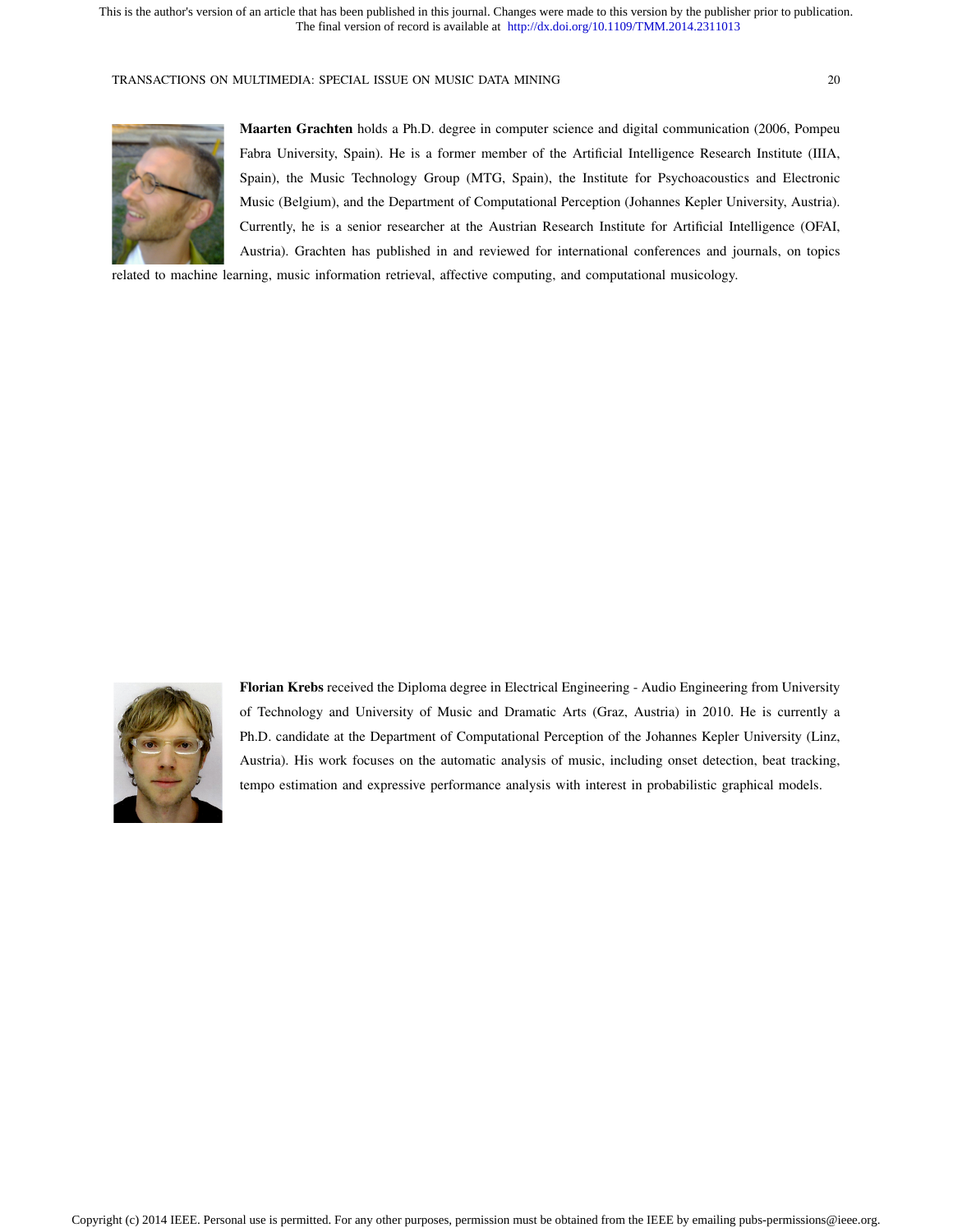This is the author's version of an article that has been published in this journal. Changes were made to this version by the publisher prior to publication.
The final version of record is available at http://dx.doi.org/10.1109/TMM.2014.2311013

**Maarten Grachten** holds a Ph.D. degree in computer science and digital communication (2006, Pompeu Fabra University, Spain). He is a former member of the Artificial Intelligence Research Institute (IIIA, Spain), the Music Technology Group (MTG, Spain), the Institute for Psychoacoustics and Electronic Music (Belgium), and the Department of Computational Perception (Johannes Kepler University, Austria). Currently, he is a senior researcher at the Austrian Research Institute for Artificial Intelligence (OFAI, Austria). Grachten has published in and reviewed for international conferences and journals, on topics related to machine learning, music information retrieval, affective computing, and computational musicology.

**Florian Krebs** received the Diploma degree in Electrical Engineering - Audio Engineering from University of Technology and University of Music and Dramatic Arts (Graz, Austria) in 2010. He is currently a Ph.D. candidate at the Department of Computational Perception of the Johannes Kepler University (Linz, Austria). His work focuses on the automatic analysis of music, including onset detection, beat tracking, tempo estimation and expressive performance analysis with interest in probabilistic graphical models.

Copyright (c) 2014 IEEE. Personal use is permitted. For any other purposes, permission must be obtained from the IEEE by emailing pubs-permissions@ieee.org.